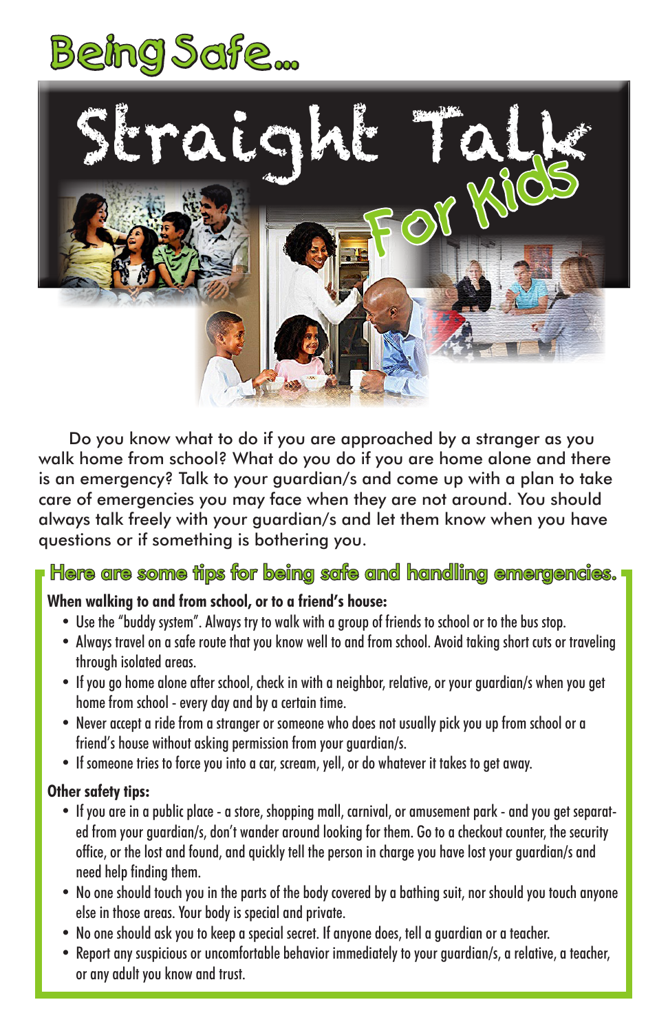# Being Safe...

# Straight Talk For Kids

Do you know what to do if you are approached by a stranger as you walk home from school? What do you do if you are home alone and there is an emergency? Talk to your guardian/s and come up with a plan to take care of emergencies you may face when they are not around. You should always talk freely with your guardian/s and let them know when you have questions or if something is bothering you.

## Here are some tips for being safe and handling emergencies.

**When walking to and from school, or to a friend's house:**

- Use the "buddy system". Always try to walk with a group of friends to school or to the bus stop.
- Always travel on a safe route that you know well to and from school. Avoid taking short cuts or traveling through isolated areas.
- If you go home alone after school, check in with a neighbor, relative, or your guardian/s when you get home from school - every day and by a certain time.
- Never accept a ride from a stranger or someone who does not usually pick you up from school or a friend's house without asking permission from your guardian/s.
- If someone tries to force you into a car, scream, yell, or do whatever it takes to get away.

**Other safety tips:**

- If you are in a public place - a store, shopping mall, carnival, or amusement park - and you get separated from your guardian/s, don't wander around looking for them. Go to a checkout counter, the security office, or the lost and found, and quickly tell the person in charge you have lost your guardian/s and need help finding them.
- No one should touch you in the parts of the body covered by a bathing suit, nor should you touch anyone else in those areas. Your body is special and private.
- No one should ask you to keep a special secret. If anyone does, tell a guardian or a teacher.
- Report any suspicious or uncomfortable behavior immediately to your guardian/s, a relative, a teacher, or any adult you know and trust.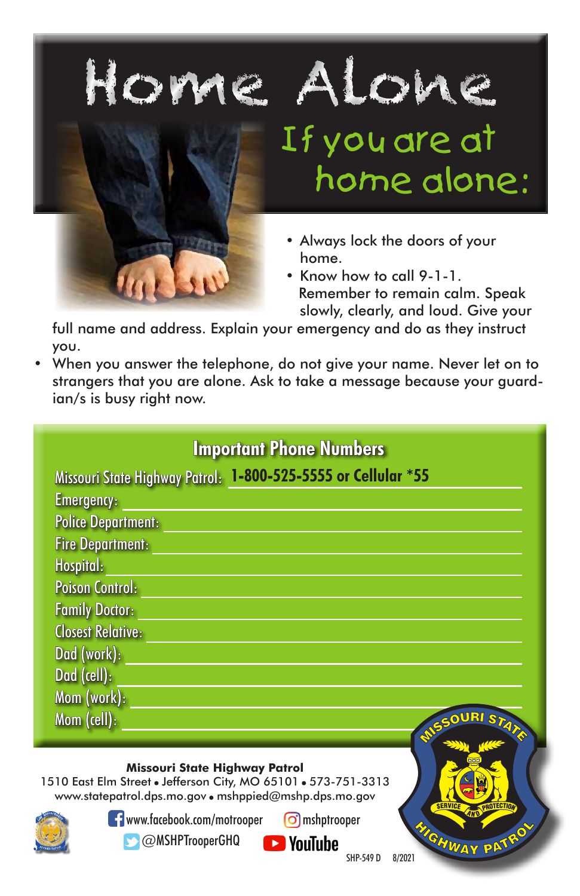# Home Alone

## If you are at home alone:

- Always lock the doors of your home.
- Know how to call 9-1-1. Remember to remain calm. Speak slowly, clearly, and loud. Give your full name and address. Explain your emergency and do as they instruct you.
- When you answer the telephone, do not give your name. Never let on to strangers that you are alone. Ask to take a message because your guardian/s is busy right now.

### Important Phone Numbers

Missouri State Highway Patrol: **1-800-525-5555 or Cellular *55**

Emergency: ____________________

Police Department: ____________________

Fire Department: ____________________

Hospital: ____________________

Poison Control: ____________________

Family Doctor: ____________________

Closest Relative: ____________________

Dad (work): ____________________

Dad (cell): ____________________

Mom (work): ____________________

Mom (cell): ____________________

**Missouri State Highway Patrol**
1510 East Elm Street • Jefferson City, MO 65101 • 573-751-3313
www.statepatrol.dps.mo.gov • mshppied@mshp.dps.mo.gov

www.facebook.com/motrooper
mshptrooper
@MSHPTrooperGHQ
YouTube

MISSOURI STATE HIGHWAY PATROL — SERVICE AND PROTECTION

SHP-549 D 8/2021